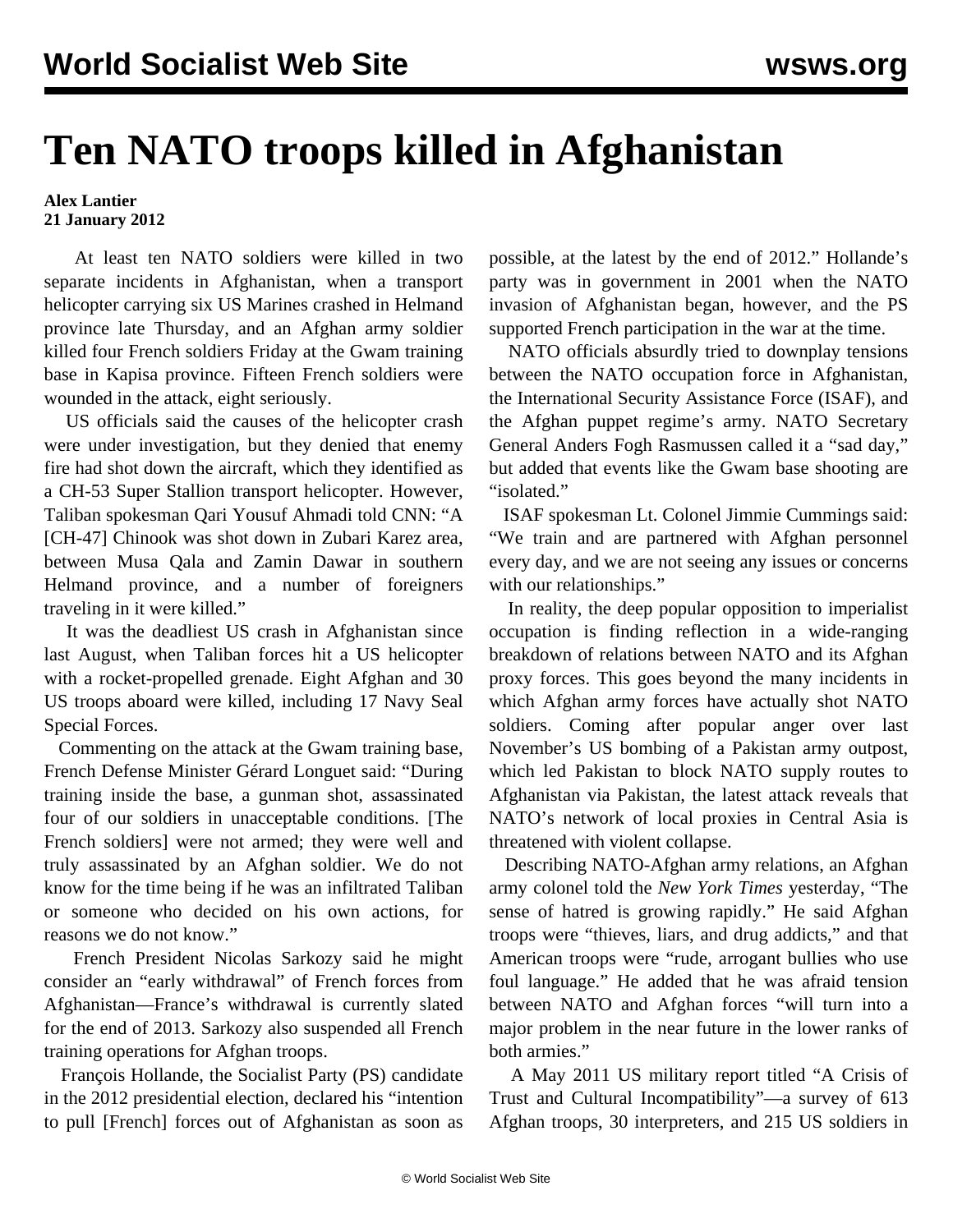# Ten NATO troops killed in Afghanistan

**Alex Lantier**
**21 January 2012**

At least ten NATO soldiers were killed in two separate incidents in Afghanistan, when a transport helicopter carrying six US Marines crashed in Helmand province late Thursday, and an Afghan army soldier killed four French soldiers Friday at the Gwam training base in Kapisa province. Fifteen French soldiers were wounded in the attack, eight seriously.

US officials said the causes of the helicopter crash were under investigation, but they denied that enemy fire had shot down the aircraft, which they identified as a CH-53 Super Stallion transport helicopter. However, Taliban spokesman Qari Yousuf Ahmadi told CNN: "A [CH-47] Chinook was shot down in Zubari Karez area, between Musa Qala and Zamin Dawar in southern Helmand province, and a number of foreigners traveling in it were killed."

It was the deadliest US crash in Afghanistan since last August, when Taliban forces hit a US helicopter with a rocket-propelled grenade. Eight Afghan and 30 US troops aboard were killed, including 17 Navy Seal Special Forces.

Commenting on the attack at the Gwam training base, French Defense Minister Gérard Longuet said: "During training inside the base, a gunman shot, assassinated four of our soldiers in unacceptable conditions. [The French soldiers] were not armed; they were well and truly assassinated by an Afghan soldier. We do not know for the time being if he was an infiltrated Taliban or someone who decided on his own actions, for reasons we do not know."

French President Nicolas Sarkozy said he might consider an "early withdrawal" of French forces from Afghanistan—France's withdrawal is currently slated for the end of 2013. Sarkozy also suspended all French training operations for Afghan troops.

François Hollande, the Socialist Party (PS) candidate in the 2012 presidential election, declared his "intention to pull [French] forces out of Afghanistan as soon as possible, at the latest by the end of 2012." Hollande's party was in government in 2001 when the NATO invasion of Afghanistan began, however, and the PS supported French participation in the war at the time.

NATO officials absurdly tried to downplay tensions between the NATO occupation force in Afghanistan, the International Security Assistance Force (ISAF), and the Afghan puppet regime's army. NATO Secretary General Anders Fogh Rasmussen called it a "sad day," but added that events like the Gwam base shooting are "isolated."

ISAF spokesman Lt. Colonel Jimmie Cummings said: "We train and are partnered with Afghan personnel every day, and we are not seeing any issues or concerns with our relationships."

In reality, the deep popular opposition to imperialist occupation is finding reflection in a wide-ranging breakdown of relations between NATO and its Afghan proxy forces. This goes beyond the many incidents in which Afghan army forces have actually shot NATO soldiers. Coming after popular anger over last November's US bombing of a Pakistan army outpost, which led Pakistan to block NATO supply routes to Afghanistan via Pakistan, the latest attack reveals that NATO's network of local proxies in Central Asia is threatened with violent collapse.

Describing NATO-Afghan army relations, an Afghan army colonel told the *New York Times* yesterday, "The sense of hatred is growing rapidly." He said Afghan troops were "thieves, liars, and drug addicts," and that American troops were "rude, arrogant bullies who use foul language." He added that he was afraid tension between NATO and Afghan forces "will turn into a major problem in the near future in the lower ranks of both armies."

A May 2011 US military report titled "A Crisis of Trust and Cultural Incompatibility"—a survey of 613 Afghan troops, 30 interpreters, and 215 US soldiers in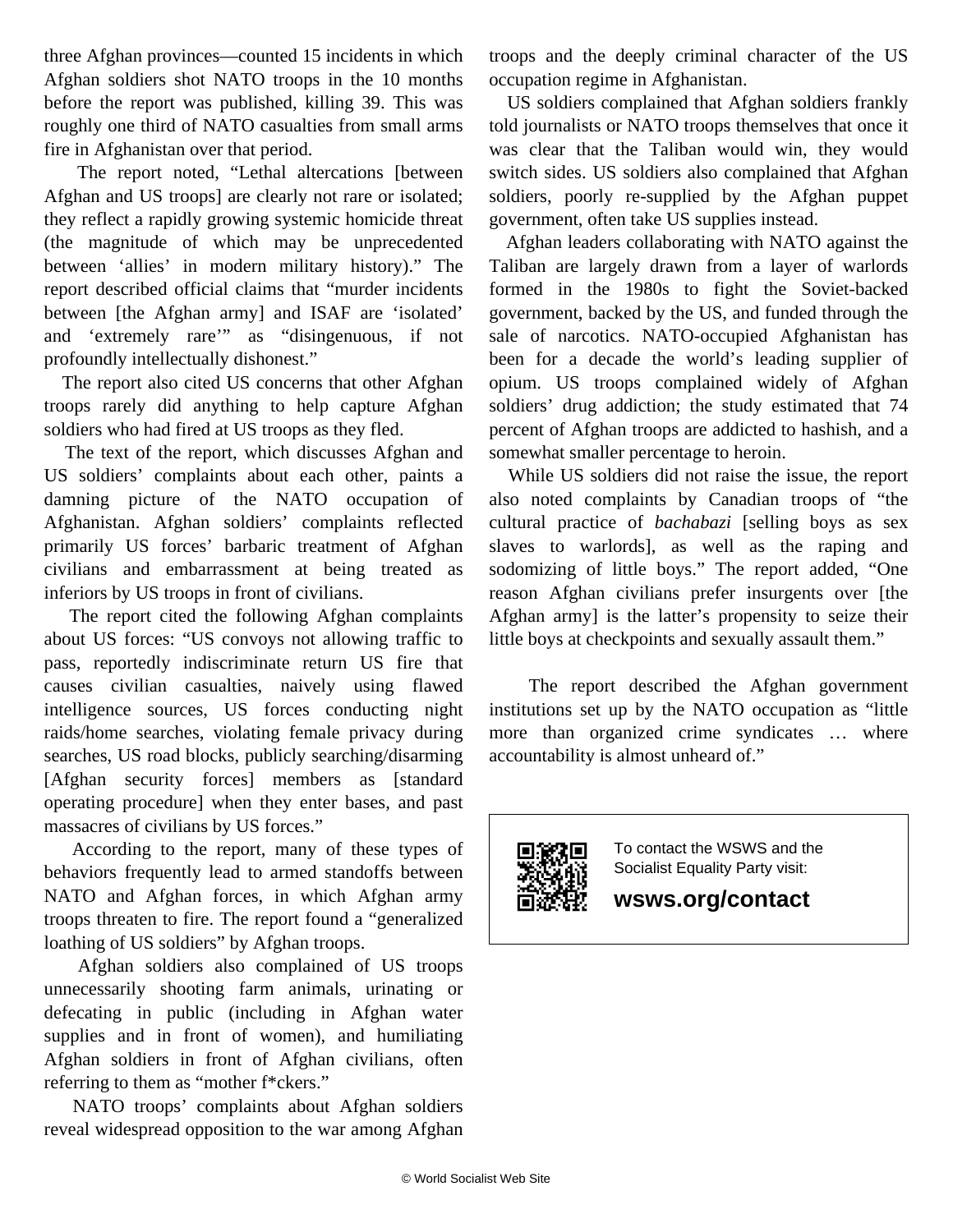three Afghan provinces—counted 15 incidents in which Afghan soldiers shot NATO troops in the 10 months before the report was published, killing 39. This was roughly one third of NATO casualties from small arms fire in Afghanistan over that period.

The report noted, "Lethal altercations [between Afghan and US troops] are clearly not rare or isolated; they reflect a rapidly growing systemic homicide threat (the magnitude of which may be unprecedented between 'allies' in modern military history)." The report described official claims that "murder incidents between [the Afghan army] and ISAF are 'isolated' and 'extremely rare'" as "disingenuous, if not profoundly intellectually dishonest."

The report also cited US concerns that other Afghan troops rarely did anything to help capture Afghan soldiers who had fired at US troops as they fled.

The text of the report, which discusses Afghan and US soldiers' complaints about each other, paints a damning picture of the NATO occupation of Afghanistan. Afghan soldiers' complaints reflected primarily US forces' barbaric treatment of Afghan civilians and embarrassment at being treated as inferiors by US troops in front of civilians.

The report cited the following Afghan complaints about US forces: "US convoys not allowing traffic to pass, reportedly indiscriminate return US fire that causes civilian casualties, naively using flawed intelligence sources, US forces conducting night raids/home searches, violating female privacy during searches, US road blocks, publicly searching/disarming [Afghan security forces] members as [standard operating procedure] when they enter bases, and past massacres of civilians by US forces."

According to the report, many of these types of behaviors frequently lead to armed standoffs between NATO and Afghan forces, in which Afghan army troops threaten to fire. The report found a "generalized loathing of US soldiers" by Afghan troops.

Afghan soldiers also complained of US troops unnecessarily shooting farm animals, urinating or defecating in public (including in Afghan water supplies and in front of women), and humiliating Afghan soldiers in front of Afghan civilians, often referring to them as "mother f*ckers."

NATO troops' complaints about Afghan soldiers reveal widespread opposition to the war among Afghan troops and the deeply criminal character of the US occupation regime in Afghanistan.

US soldiers complained that Afghan soldiers frankly told journalists or NATO troops themselves that once it was clear that the Taliban would win, they would switch sides. US soldiers also complained that Afghan soldiers, poorly re-supplied by the Afghan puppet government, often take US supplies instead.

Afghan leaders collaborating with NATO against the Taliban are largely drawn from a layer of warlords formed in the 1980s to fight the Soviet-backed government, backed by the US, and funded through the sale of narcotics. NATO-occupied Afghanistan has been for a decade the world's leading supplier of opium. US troops complained widely of Afghan soldiers' drug addiction; the study estimated that 74 percent of Afghan troops are addicted to hashish, and a somewhat smaller percentage to heroin.

While US soldiers did not raise the issue, the report also noted complaints by Canadian troops of "the cultural practice of *bachabazi* [selling boys as sex slaves to warlords], as well as the raping and sodomizing of little boys." The report added, "One reason Afghan civilians prefer insurgents over [the Afghan army] is the latter's propensity to seize their little boys at checkpoints and sexually assault them."

The report described the Afghan government institutions set up by the NATO occupation as "little more than organized crime syndicates … where accountability is almost unheard of."

To contact the WSWS and the Socialist Equality Party visit:

**wsws.org/contact**